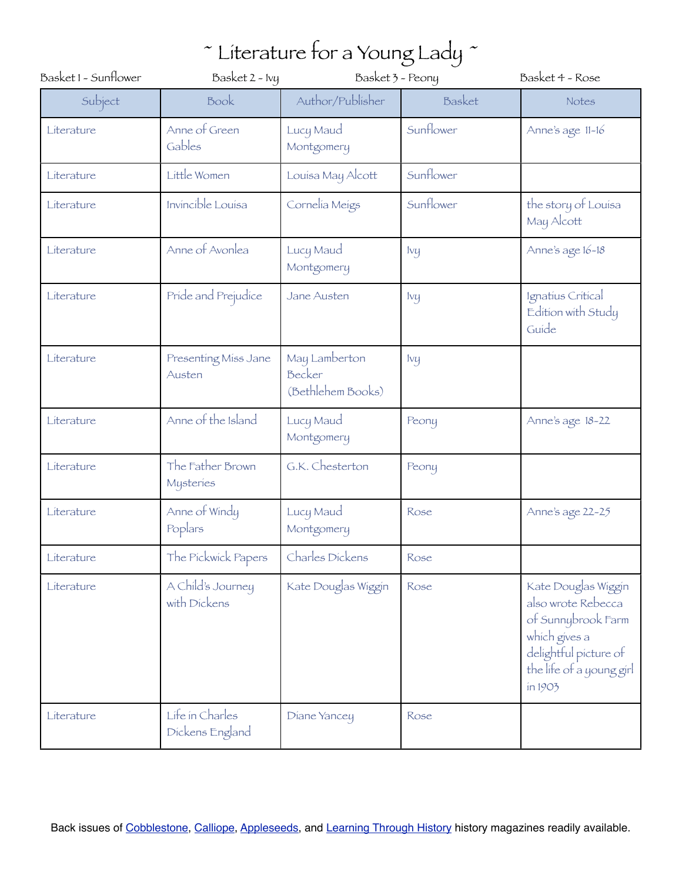# ~ Literature for a Young Lady ~

Basket 1 - Sunflower    Basket 2 - Ivy    Basket 3 - Peony    Basket 4 - Rose

| Subject | Book | Author/Publisher | Basket | Notes |
|---|---|---|---|---|
| Literature | Anne of Green Gables | Lucy Maud Montgomery | Sunflower | Anne's age 11-16 |
| Literature | Little Women | Louisa May Alcott | Sunflower | |
| Literature | Invincible Louisa | Cornelia Meigs | Sunflower | the story of Louisa May Alcott |
| Literature | Anne of Avonlea | Lucy Maud Montgomery | Ivy | Anne's age 16-18 |
| Literature | Pride and Prejudice | Jane Austen | Ivy | Ignatius Critical Edition with Study Guide |
| Literature | Presenting Miss Jane Austen | May Lamberton Becker (Bethlehem Books) | Ivy | |
| Literature | Anne of the Island | Lucy Maud Montgomery | Peony | Anne's age 18-22 |
| Literature | The Father Brown Mysteries | G.K. Chesterton | Peony | |
| Literature | Anne of Windy Poplars | Lucy Maud Montgomery | Rose | Anne's age 22-25 |
| Literature | The Pickwick Papers | Charles Dickens | Rose | |
| Literature | A Child's Journey with Dickens | Kate Douglas Wiggin | Rose | Kate Douglas Wiggin also wrote Rebecca of Sunnybrook Farm which gives a delightful picture of the life of a young girl in 1903 |
| Literature | Life in Charles Dickens England | Diane Yancey | Rose | |

Back issues of Cobblestone, Calliope, Appleseeds, and Learning Through History history magazines readily available.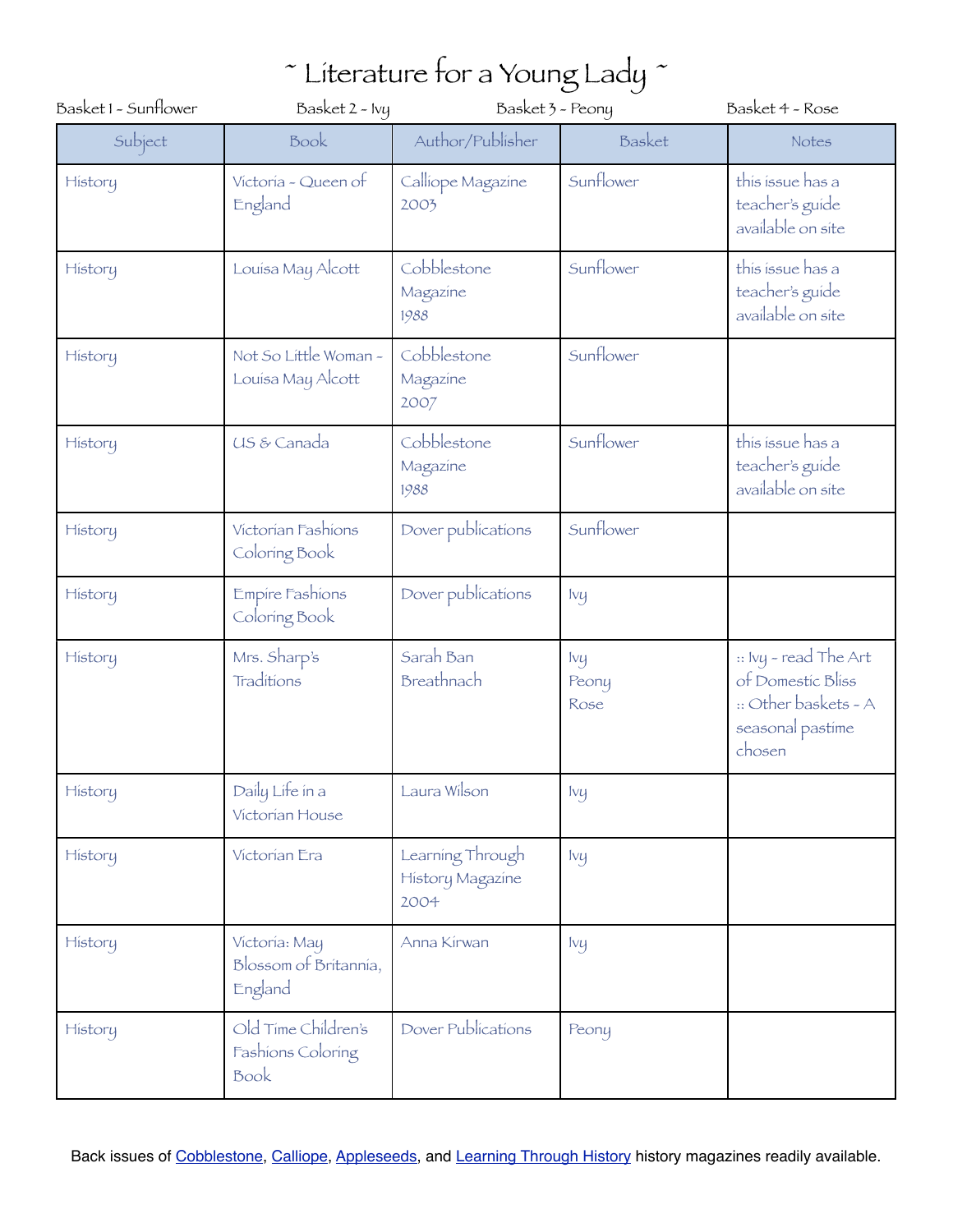# ~ Literature for a Young Lady ~

Basket 1 - Sunflower    Basket 2 - Ivy    Basket 3 - Peony    Basket 4 - Rose

| Subject | Book | Author/Publisher | Basket | Notes |
| --- | --- | --- | --- | --- |
| History | Victoria - Queen of England | Calliope Magazine 2003 | Sunflower | this issue has a teacher's guide available on site |
| History | Louisa May Alcott | Cobblestone Magazine 1988 | Sunflower | this issue has a teacher's guide available on site |
| History | Not So Little Woman - Louisa May Alcott | Cobblestone Magazine 2007 | Sunflower | |
| History | US & Canada | Cobblestone Magazine 1988 | Sunflower | this issue has a teacher's guide available on site |
| History | Victorian Fashions Coloring Book | Dover publications | Sunflower | |
| History | Empire Fashions Coloring Book | Dover publications | Ivy | |
| History | Mrs. Sharp's Traditions | Sarah Ban Breathnach | Ivy<br>Peony<br>Rose | :: Ivy - read The Art of Domestic Bliss<br>:: Other baskets - A seasonal pastime chosen |
| History | Daily Life in a Victorian House | Laura Wilson | Ivy | |
| History | Victorian Era | Learning Through History Magazine 2004 | Ivy | |
| History | Victoria: May Blossom of Britannia, England | Anna Kirwan | Ivy | |
| History | Old Time Children's Fashions Coloring Book | Dover Publications | Peony | |

Back issues of [Cobblestone](), [Calliope](), [Appleseeds](), and [Learning Through History]() history magazines readily available.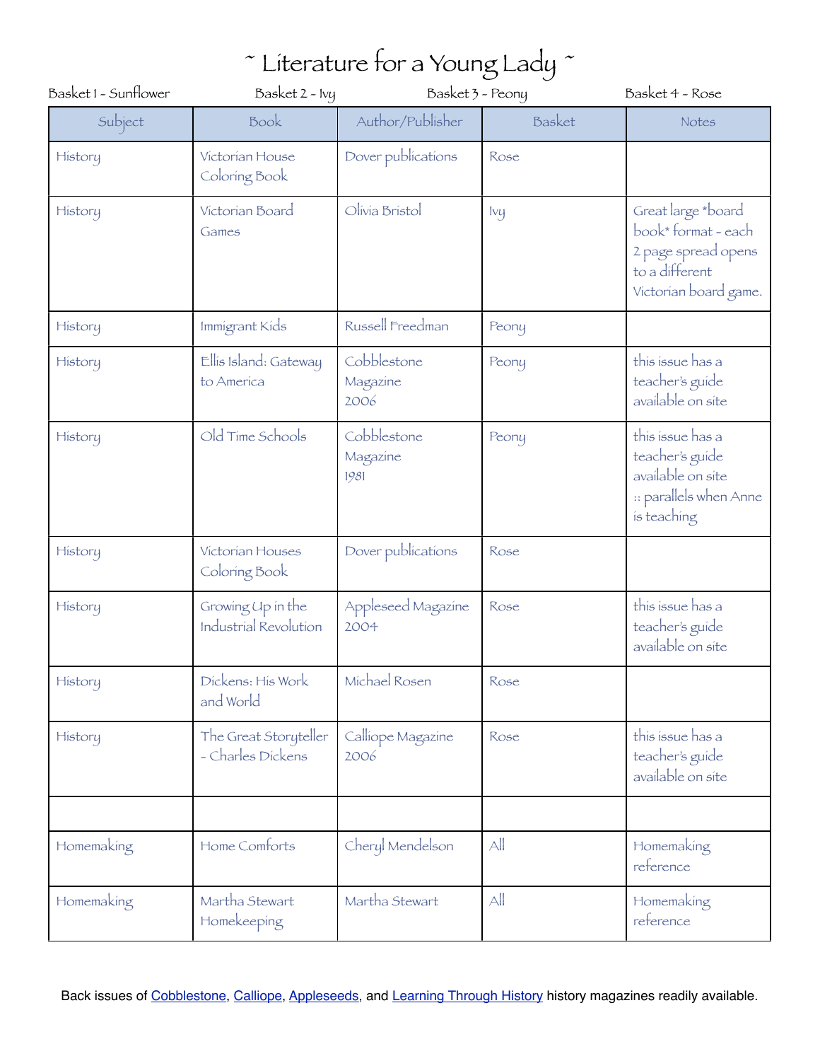# ~ Literature for a Young Lady ~

Basket 1 - Sunflower　　Basket 2 - Ivy　　Basket 3 - Peony　　Basket 4 - Rose

| Subject | Book | Author/Publisher | Basket | Notes |
|---|---|---|---|---|
| History | Victorian House Coloring Book | Dover publications | Rose | |
| History | Victorian Board Games | Olivia Bristol | Ivy | Great large *board book* format - each 2 page spread opens to a different Victorian board game. |
| History | Immigrant Kids | Russell Freedman | Peony | |
| History | Ellis Island: Gateway to America | Cobblestone Magazine 2006 | Peony | this issue has a teacher's guide available on site |
| History | Old Time Schools | Cobblestone Magazine 1981 | Peony | this issue has a teacher's guide available on site :: parallels when Anne is teaching |
| History | Victorian Houses Coloring Book | Dover publications | Rose | |
| History | Growing Up in the Industrial Revolution | Appleseed Magazine 2004 | Rose | this issue has a teacher's guide available on site |
| History | Dickens: His Work and World | Michael Rosen | Rose | |
| History | The Great Storyteller - Charles Dickens | Calliope Magazine 2006 | Rose | this issue has a teacher's guide available on site |
| | | | | |
| Homemaking | Home Comforts | Cheryl Mendelson | All | Homemaking reference |
| Homemaking | Martha Stewart Homekeeping | Martha Stewart | All | Homemaking reference |

Back issues of Cobblestone, Calliope, Appleseeds, and Learning Through History history magazines readily available.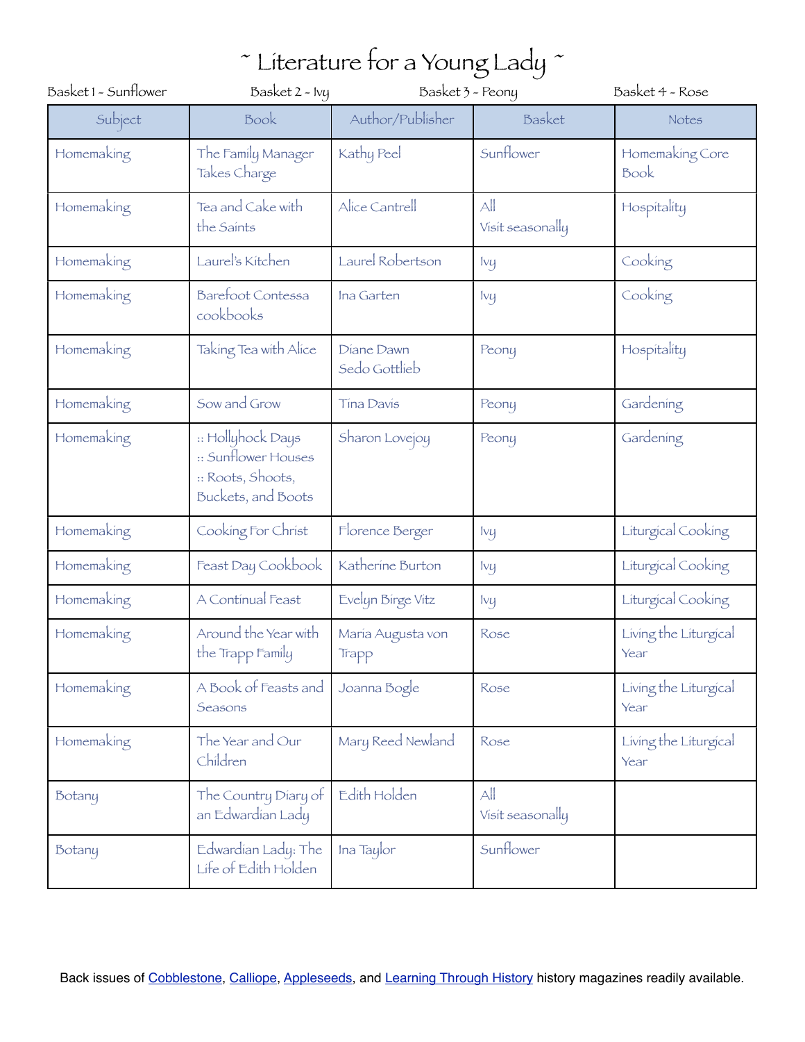# ~ Literature for a Young Lady ~

Basket 1 - Sunflower | Basket 2 - Ivy | Basket 3 - Peony | Basket 4 - Rose

| Subject | Book | Author/Publisher | Basket | Notes |
|---|---|---|---|---|
| Homemaking | The Family Manager Takes Charge | Kathy Peel | Sunflower | Homemaking Core Book |
| Homemaking | Tea and Cake with the Saints | Alice Cantrell | All<br>Visit seasonally | Hospitality |
| Homemaking | Laurel's Kitchen | Laurel Robertson | Ivy | Cooking |
| Homemaking | Barefoot Contessa cookbooks | Ina Garten | Ivy | Cooking |
| Homemaking | Taking Tea with Alice | Diane Dawn Sedo Gottlieb | Peony | Hospitality |
| Homemaking | Sow and Grow | Tina Davis | Peony | Gardening |
| Homemaking | :: Hollyhock Days<br>:: Sunflower Houses<br>:: Roots, Shoots, Buckets, and Boots | Sharon Lovejoy | Peony | Gardening |
| Homemaking | Cooking For Christ | Florence Berger | Ivy | Liturgical Cooking |
| Homemaking | Feast Day Cookbook | Katherine Burton | Ivy | Liturgical Cooking |
| Homemaking | A Continual Feast | Evelyn Birge Vitz | Ivy | Liturgical Cooking |
| Homemaking | Around the Year with the Trapp Family | Maria Augusta von Trapp | Rose | Living the Liturgical Year |
| Homemaking | A Book of Feasts and Seasons | Joanna Bogle | Rose | Living the Liturgical Year |
| Homemaking | The Year and Our Children | Mary Reed Newland | Rose | Living the Liturgical Year |
| Botany | The Country Diary of an Edwardian Lady | Edith Holden | All<br>Visit seasonally | |
| Botany | Edwardian Lady: The Life of Edith Holden | Ina Taylor | Sunflower | |

Back issues of Cobblestone, Calliope, Appleseeds, and Learning Through History history magazines readily available.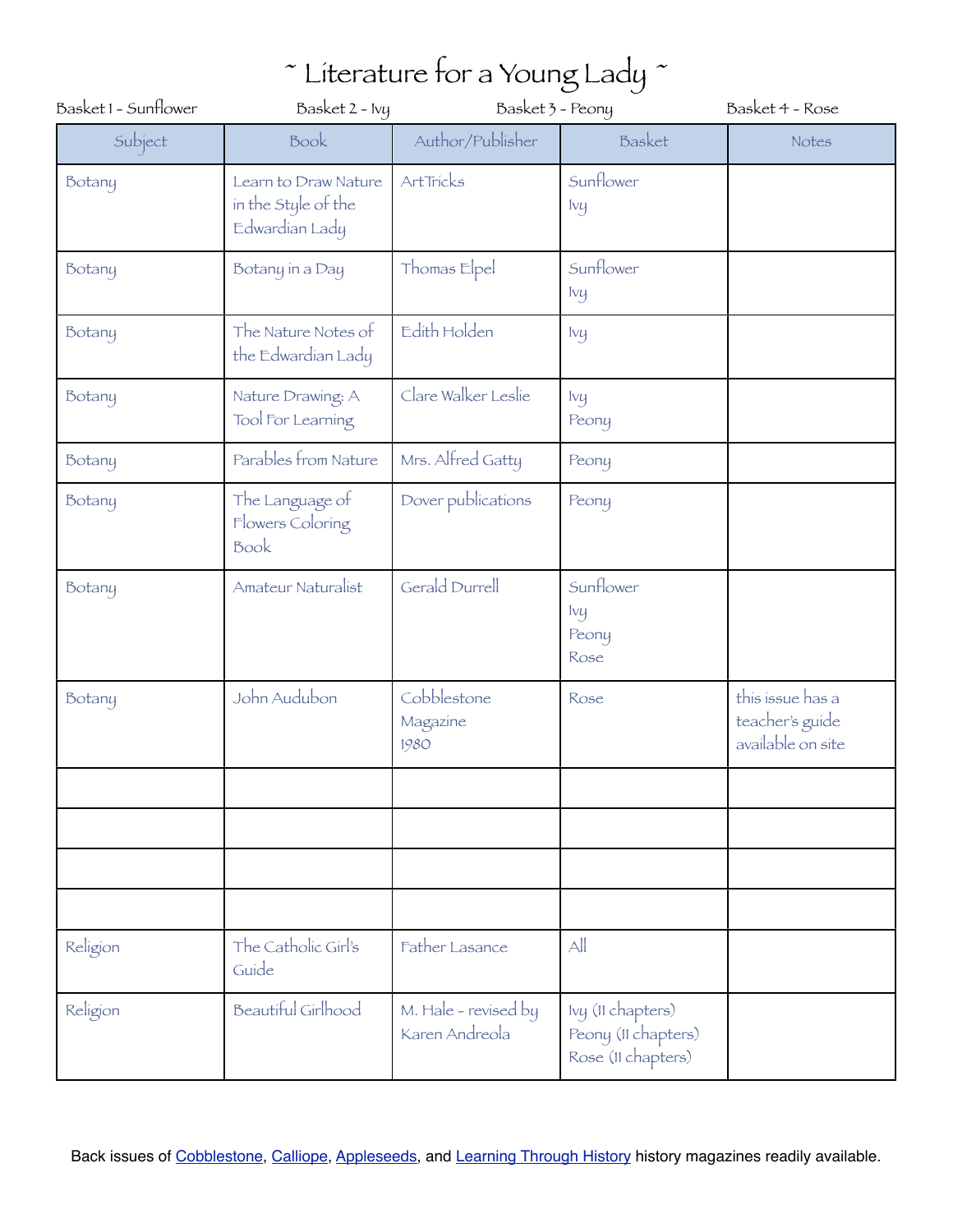# ~ Literature for a Young Lady ~

Basket 1 - Sunflower    Basket 2 - Ivy    Basket 3 - Peony    Basket 4 - Rose

| Subject | Book | Author/Publisher | Basket | Notes |
|---|---|---|---|---|
| Botany | Learn to Draw Nature in the Style of the Edwardian Lady | ArtTricks | Sunflower<br>Ivy | |
| Botany | Botany in a Day | Thomas Elpel | Sunflower<br>Ivy | |
| Botany | The Nature Notes of the Edwardian Lady | Edith Holden | Ivy | |
| Botany | Nature Drawing: A Tool For Learning | Clare Walker Leslie | Ivy<br>Peony | |
| Botany | Parables from Nature | Mrs. Alfred Gatty | Peony | |
| Botany | The Language of Flowers Coloring Book | Dover publications | Peony | |
| Botany | Amateur Naturalist | Gerald Durrell | Sunflower<br>Ivy<br>Peony<br>Rose | |
| Botany | John Audubon | Cobblestone Magazine 1980 | Rose | this issue has a teacher's guide available on site |
| | | | | |
| | | | | |
| | | | | |
| | | | | |
| Religion | The Catholic Girl's Guide | Father Lasance | All | |
| Religion | Beautiful Girlhood | M. Hale - revised by Karen Andreola | Ivy (11 chapters)<br>Peony (11 chapters)<br>Rose (11 chapters) | |

Back issues of Cobblestone, Calliope, Appleseeds, and Learning Through History history magazines readily available.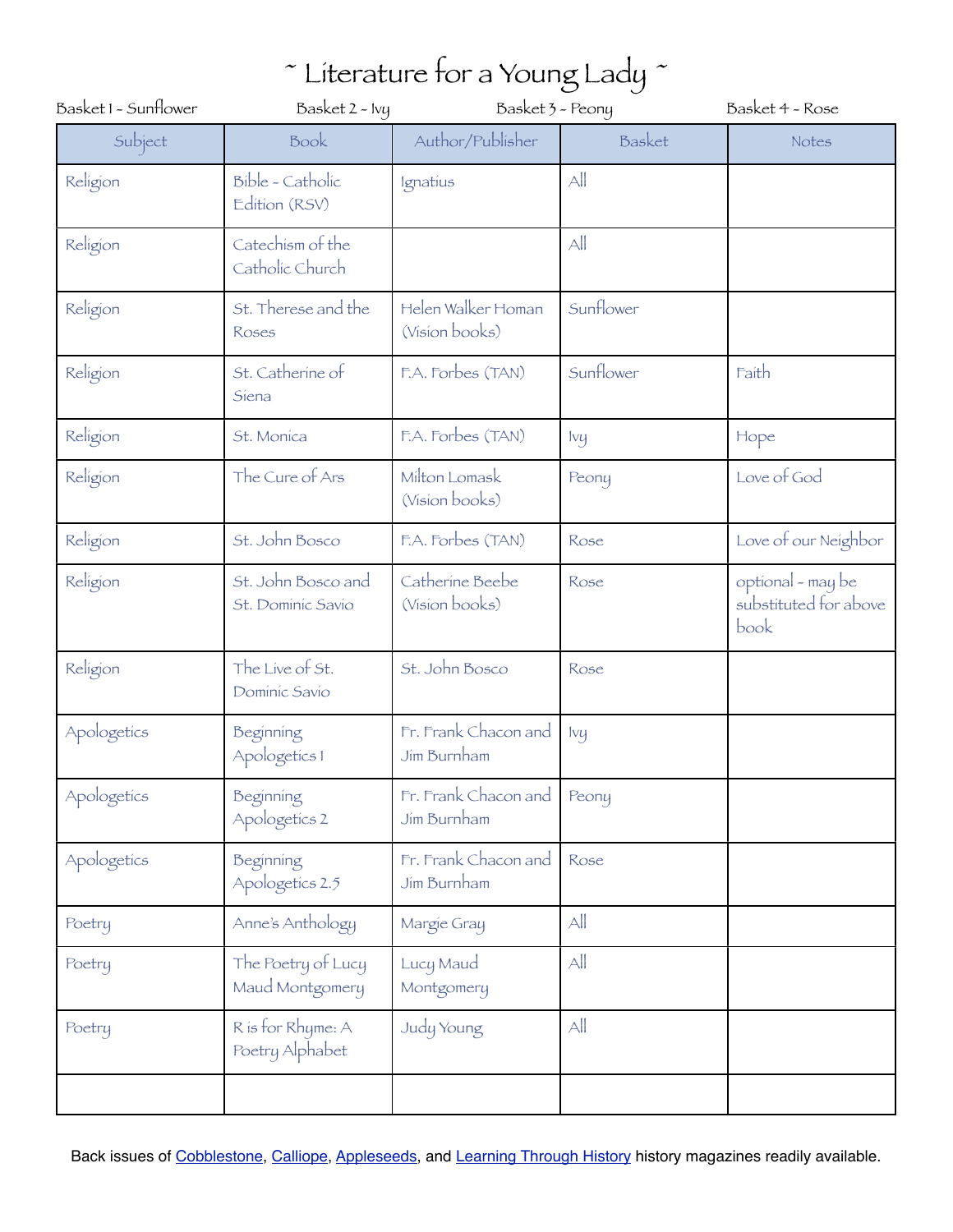# ~ Literature for a Young Lady ~

Basket 1 - Sunflower Basket 2 - Ivy Basket 3 - Peony Basket 4 - Rose

| Subject | Book | Author/Publisher | Basket | Notes |
|---|---|---|---|---|
| Religion | Bible - Catholic Edition (RSV) | Ignatius | All | |
| Religion | Catechism of the Catholic Church | | All | |
| Religion | St. Therese and the Roses | Helen Walker Homan (Vision books) | Sunflower | |
| Religion | St. Catherine of Siena | F.A. Forbes (TAN) | Sunflower | Faith |
| Religion | St. Monica | F.A. Forbes (TAN) | Ivy | Hope |
| Religion | The Cure of Ars | Milton Lomask (Vision books) | Peony | Love of God |
| Religion | St. John Bosco | F.A. Forbes (TAN) | Rose | Love of our Neighbor |
| Religion | St. John Bosco and St. Dominic Savio | Catherine Beebe (Vision books) | Rose | optional - may be substituted for above book |
| Religion | The Live of St. Dominic Savio | St. John Bosco | Rose | |
| Apologetics | Beginning Apologetics 1 | Fr. Frank Chacon and Jim Burnham | Ivy | |
| Apologetics | Beginning Apologetics 2 | Fr. Frank Chacon and Jim Burnham | Peony | |
| Apologetics | Beginning Apologetics 2.5 | Fr. Frank Chacon and Jim Burnham | Rose | |
| Poetry | Anne's Anthology | Margie Gray | All | |
| Poetry | The Poetry of Lucy Maud Montgomery | Lucy Maud Montgomery | All | |
| Poetry | R is for Rhyme: A Poetry Alphabet | Judy Young | All | |
| | | | | |

Back issues of Cobblestone, Calliope, Appleseeds, and Learning Through History history magazines readily available.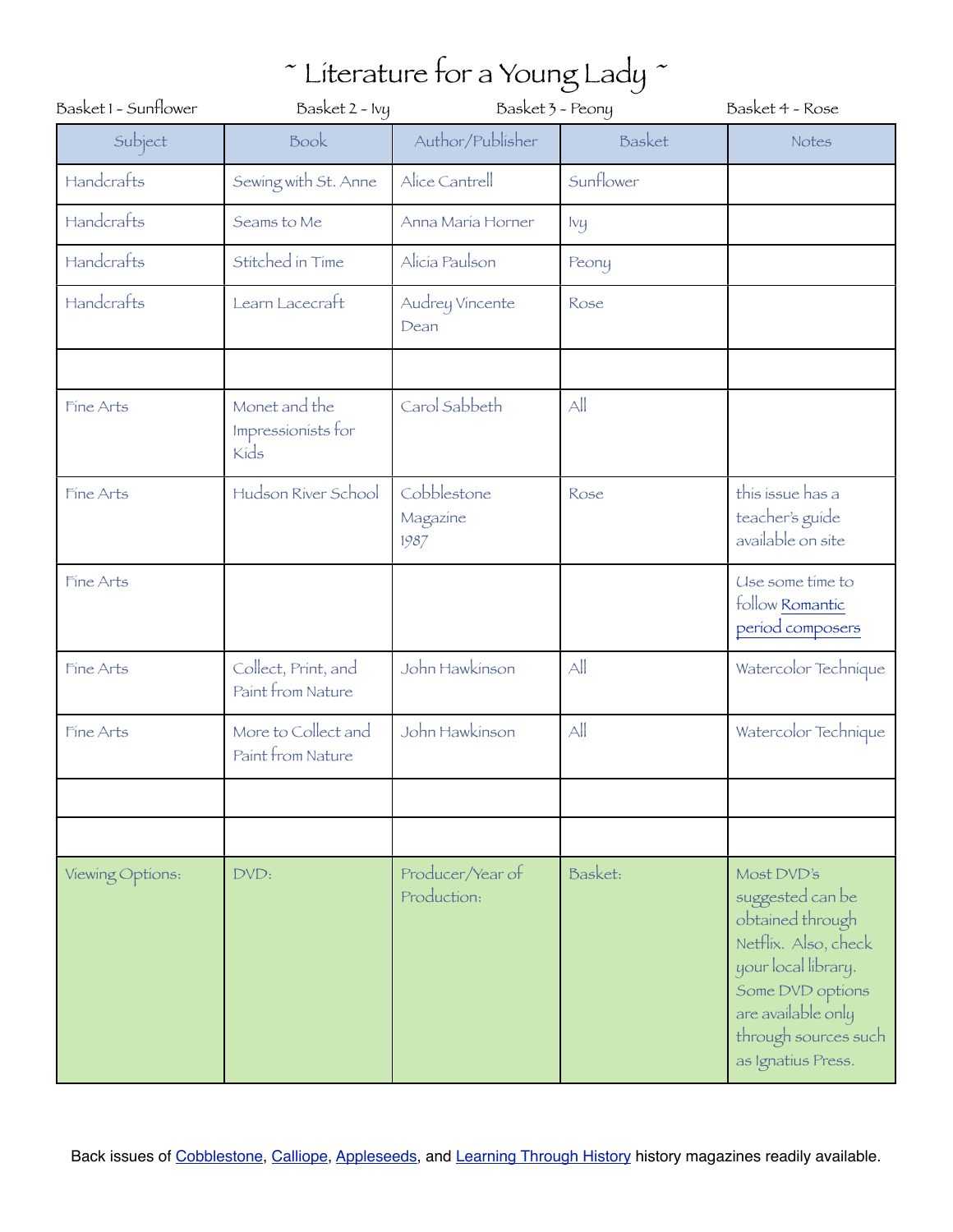# ~ Literature for a Young Lady ~

Basket 1 - Sunflower    Basket 2 - Ivy    Basket 3 - Peony    Basket 4 - Rose

| Subject | Book | Author/Publisher | Basket | Notes |
|---|---|---|---|---|
| Handcrafts | Sewing with St. Anne | Alice Cantrell | Sunflower | |
| Handcrafts | Seams to Me | Anna Maria Horner | Ivy | |
| Handcrafts | Stitched in Time | Alicia Paulson | Peony | |
| Handcrafts | Learn Lacecraft | Audrey Vincente Dean | Rose | |
| | | | | |
| Fine Arts | Monet and the Impressionists for Kids | Carol Sabbeth | All | |
| Fine Arts | Hudson River School | Cobblestone Magazine 1987 | Rose | this issue has a teacher's guide available on site |
| Fine Arts | | | | Use some time to follow Romantic period composers |
| Fine Arts | Collect, Print, and Paint from Nature | John Hawkinson | All | Watercolor Technique |
| Fine Arts | More to Collect and Paint from Nature | John Hawkinson | All | Watercolor Technique |
| | | | | |
| | | | | |
| Viewing Options: | DVD: | Producer/Year of Production: | Basket: | Most DVD's suggested can be obtained through Netflix. Also, check your local library. Some DVD options are available only through sources such as Ignatius Press. |

Back issues of Cobblestone, Calliope, Appleseeds, and Learning Through History history magazines readily available.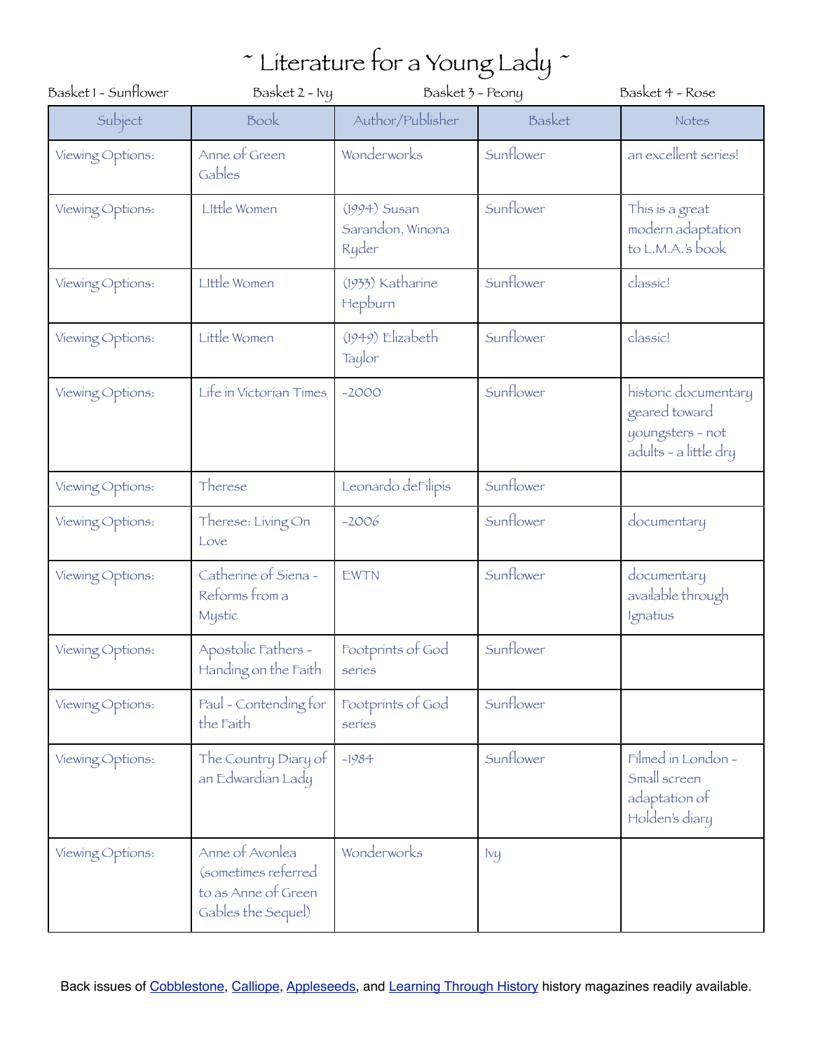# ~ Literature for a Young Lady ~

Basket 1 - Sunflower    Basket 2 - Ivy    Basket 3 - Peony    Basket 4 - Rose

| Subject | Book | Author/Publisher | Basket | Notes |
|---|---|---|---|---|
| Viewing Options: | Anne of Green Gables | Wonderworks | Sunflower | an excellent series! |
| Viewing Options: | LIttle Women | (1994) Susan Sarandon, Winona Ryder | Sunflower | This is a great modern adaptation to L.M.A.'s book |
| Viewing Options: | LIttle Women | (1933) Katharine Hepburn | Sunflower | classic! |
| Viewing Options: | Little Women | (1949) Elizabeth Taylor | Sunflower | classic! |
| Viewing Options: | Life in Victorian Times | ~2000 | Sunflower | historic documentary geared toward youngsters - not adults - a little dry |
| Viewing Options: | Therese | Leonardo deFilipis | Sunflower | |
| Viewing Options: | Therese: Living On Love | ~2006 | Sunflower | documentary |
| Viewing Options: | Catherine of Siena - Reforms from a Mystic | EWTN | Sunflower | documentary available through Ignatius |
| Viewing Options: | Apostolic Fathers - Handing on the Faith | Footprints of God series | Sunflower | |
| Viewing Options: | Paul - Contending for the Faith | Footprints of God series | Sunflower | |
| Viewing Options: | The Country Diary of an Edwardian Lady | ~1984 | Sunflower | Filmed in London - Small screen adaptation of Holden's diary |
| Viewing Options: | Anne of Avonlea (sometimes referred to as Anne of Green Gables the Sequel) | Wonderworks | Ivy | |

Back issues of Cobblestone, Calliope, Appleseeds, and Learning Through History history magazines readily available.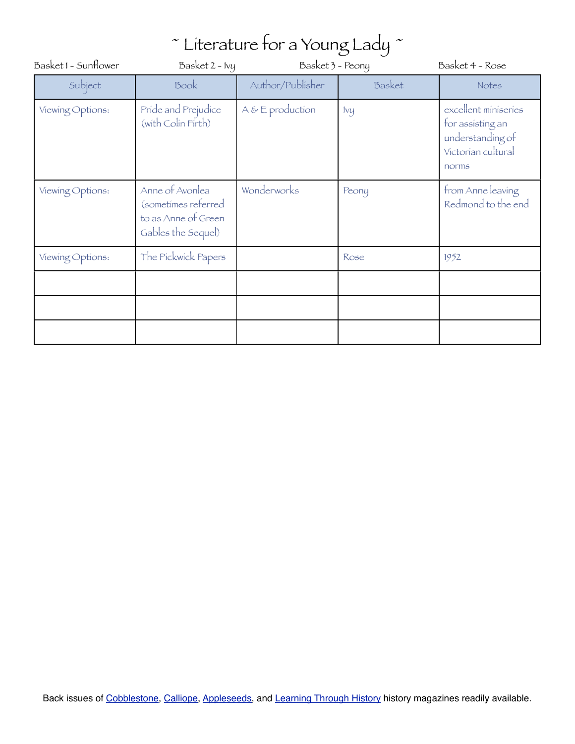# ~ Literature for a Young Lady ~

Basket 1 - Sunflower Basket 2 - Ivy Basket 3 - Peony Basket 4 - Rose

| Subject | Book | Author/Publisher | Basket | Notes |
|---|---|---|---|---|
| Viewing Options: | Pride and Prejudice (with Colin Firth) | A & E production | Ivy | excellent miniseries for assisting an understanding of Victorian cultural norms |
| Viewing Options: | Anne of Avonlea (sometimes referred to as Anne of Green Gables the Sequel) | Wonderworks | Peony | from Anne leaving Redmond to the end |
| Viewing Options: | The Pickwick Papers | | Rose | 1952 |
| | | | | |
| | | | | |
| | | | | |

Back issues of Cobblestone, Calliope, Appleseeds, and Learning Through History history magazines readily available.